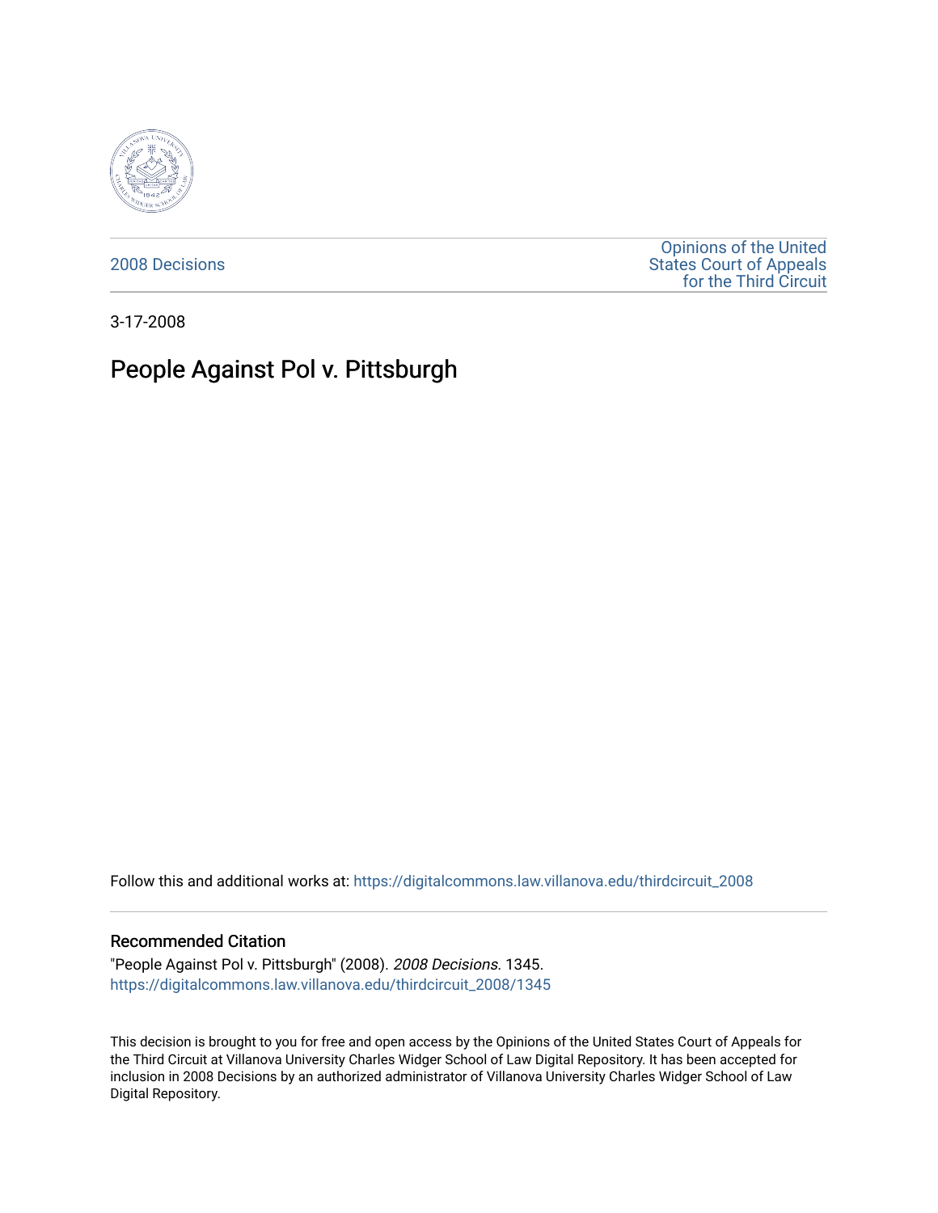2008 Decisions

Opinions of the United States Court of Appeals for the Third Circuit

3-17-2008

# People Against Pol v. Pittsburgh

Follow this and additional works at: https://digitalcommons.law.villanova.edu/thirdcircuit_2008

## Recommended Citation

"People Against Pol v. Pittsburgh" (2008). *2008 Decisions*. 1345.
https://digitalcommons.law.villanova.edu/thirdcircuit_2008/1345

This decision is brought to you for free and open access by the Opinions of the United States Court of Appeals for the Third Circuit at Villanova University Charles Widger School of Law Digital Repository. It has been accepted for inclusion in 2008 Decisions by an authorized administrator of Villanova University Charles Widger School of Law Digital Repository.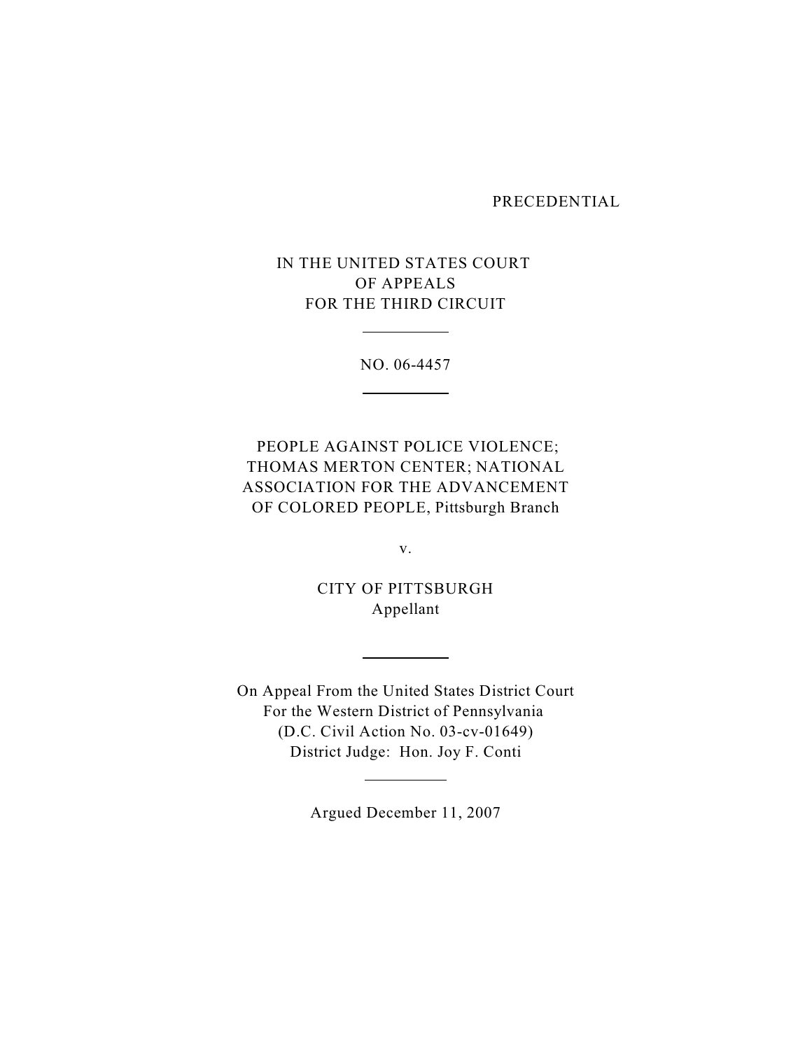PRECEDENTIAL

IN THE UNITED STATES COURT
OF APPEALS
FOR THE THIRD CIRCUIT

---

NO. 06-4457

---

PEOPLE AGAINST POLICE VIOLENCE;
THOMAS MERTON CENTER; NATIONAL
ASSOCIATION FOR THE ADVANCEMENT
OF COLORED PEOPLE, Pittsburgh Branch

v.

CITY OF PITTSBURGH
Appellant

---

On Appeal From the United States District Court
For the Western District of Pennsylvania
(D.C. Civil Action No. 03-cv-01649)
District Judge: Hon. Joy F. Conti

---

Argued December 11, 2007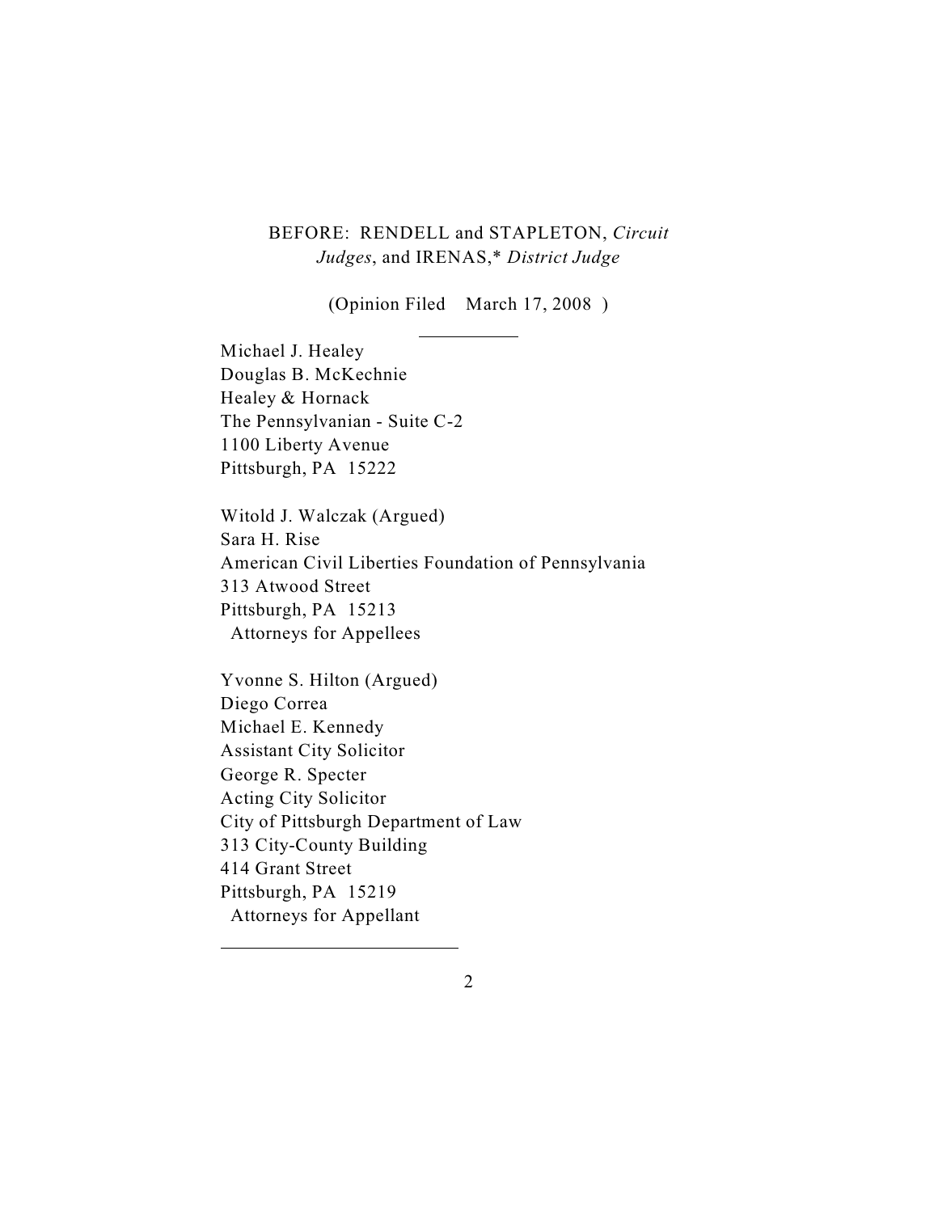BEFORE: RENDELL and STAPLETON, *Circuit Judges*, and IRENAS,* *District Judge*

(Opinion Filed March 17, 2008 )

---

Michael J. Healey
Douglas B. McKechnie
Healey & Hornack
The Pennsylvanian - Suite C-2
1100 Liberty Avenue
Pittsburgh, PA 15222

Witold J. Walczak (Argued)
Sara H. Rise
American Civil Liberties Foundation of Pennsylvania
313 Atwood Street
Pittsburgh, PA 15213
Attorneys for Appellees

Yvonne S. Hilton (Argued)
Diego Correa
Michael E. Kennedy
Assistant City Solicitor
George R. Specter
Acting City Solicitor
City of Pittsburgh Department of Law
313 City-County Building
414 Grant Street
Pittsburgh, PA 15219
Attorneys for Appellant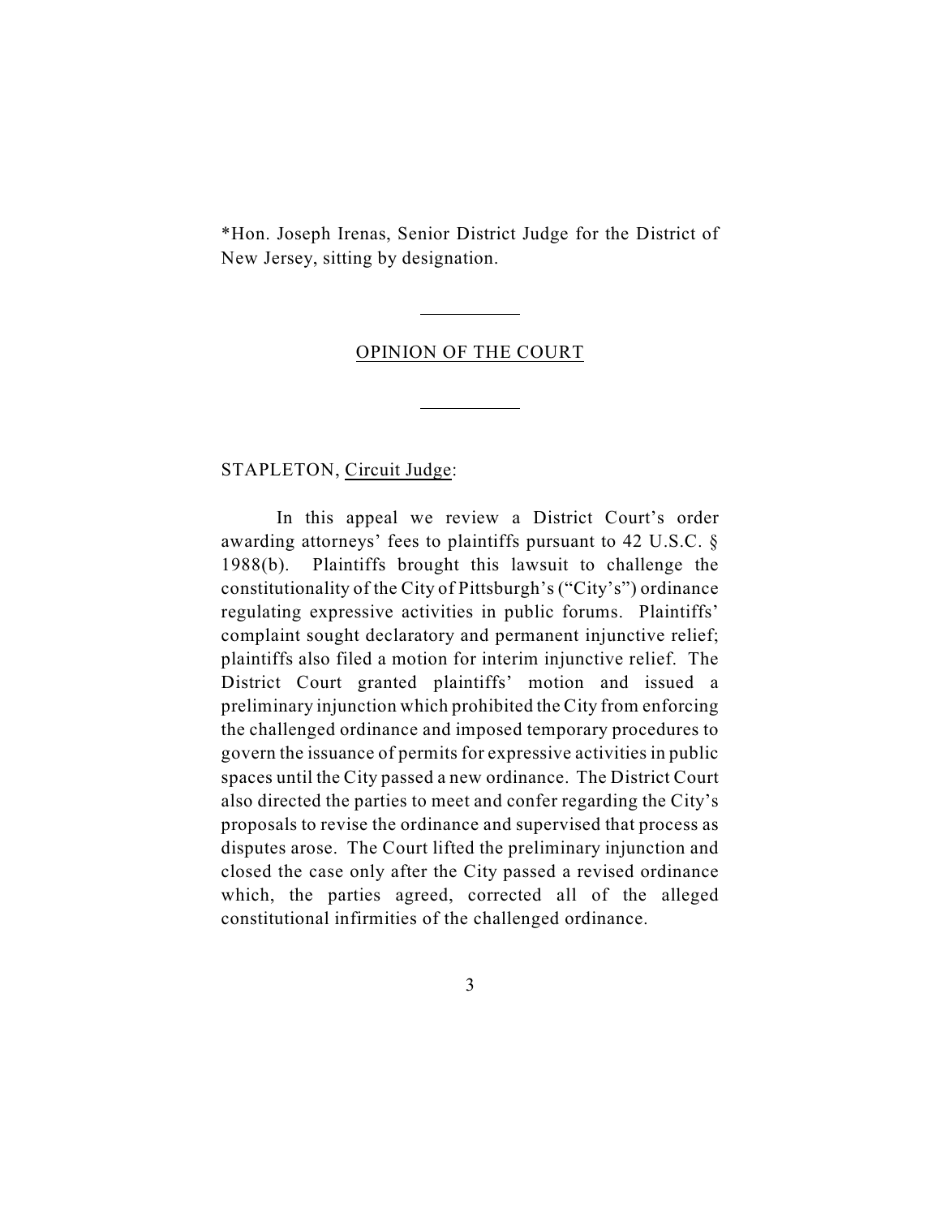*Hon. Joseph Irenas, Senior District Judge for the District of New Jersey, sitting by designation.

---

## OPINION OF THE COURT

---

STAPLETON, Circuit Judge:

In this appeal we review a District Court's order awarding attorneys' fees to plaintiffs pursuant to 42 U.S.C. § 1988(b). Plaintiffs brought this lawsuit to challenge the constitutionality of the City of Pittsburgh's ("City's") ordinance regulating expressive activities in public forums. Plaintiffs' complaint sought declaratory and permanent injunctive relief; plaintiffs also filed a motion for interim injunctive relief. The District Court granted plaintiffs' motion and issued a preliminary injunction which prohibited the City from enforcing the challenged ordinance and imposed temporary procedures to govern the issuance of permits for expressive activities in public spaces until the City passed a new ordinance. The District Court also directed the parties to meet and confer regarding the City's proposals to revise the ordinance and supervised that process as disputes arose. The Court lifted the preliminary injunction and closed the case only after the City passed a revised ordinance which, the parties agreed, corrected all of the alleged constitutional infirmities of the challenged ordinance.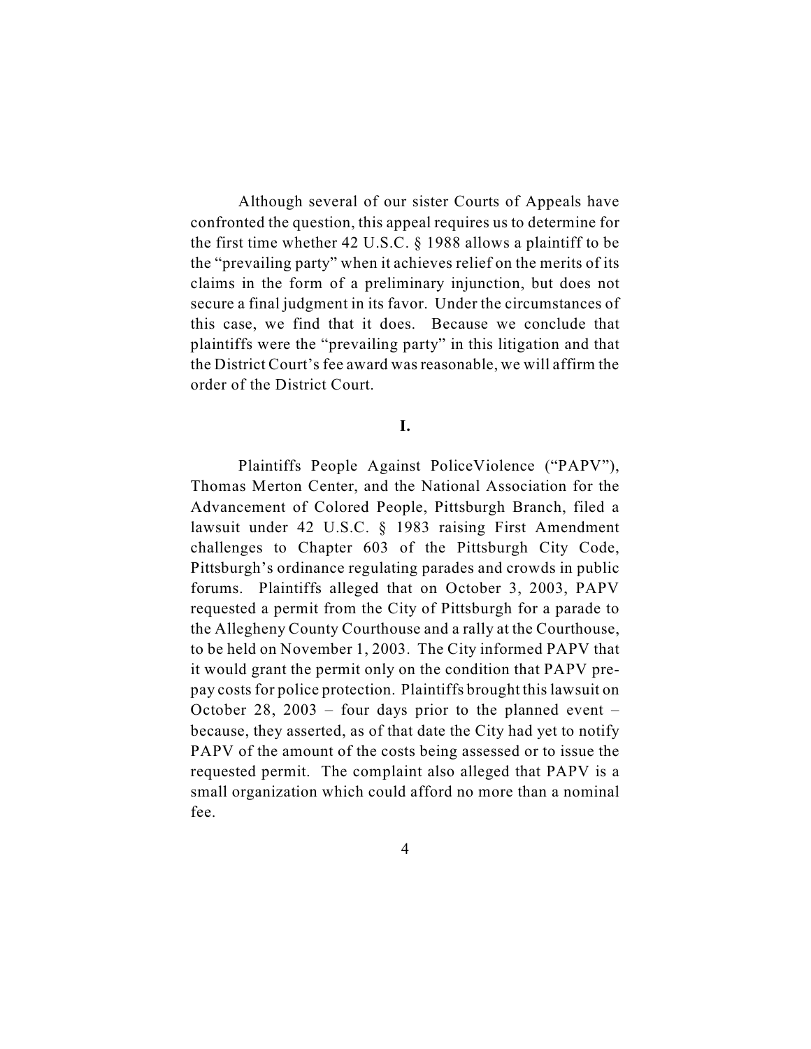Although several of our sister Courts of Appeals have confronted the question, this appeal requires us to determine for the first time whether 42 U.S.C. § 1988 allows a plaintiff to be the "prevailing party" when it achieves relief on the merits of its claims in the form of a preliminary injunction, but does not secure a final judgment in its favor. Under the circumstances of this case, we find that it does. Because we conclude that plaintiffs were the "prevailing party" in this litigation and that the District Court's fee award was reasonable, we will affirm the order of the District Court.

## I.

Plaintiffs People Against PoliceViolence ("PAPV"), Thomas Merton Center, and the National Association for the Advancement of Colored People, Pittsburgh Branch, filed a lawsuit under 42 U.S.C. § 1983 raising First Amendment challenges to Chapter 603 of the Pittsburgh City Code, Pittsburgh's ordinance regulating parades and crowds in public forums. Plaintiffs alleged that on October 3, 2003, PAPV requested a permit from the City of Pittsburgh for a parade to the Allegheny County Courthouse and a rally at the Courthouse, to be held on November 1, 2003. The City informed PAPV that it would grant the permit only on the condition that PAPV pre-pay costs for police protection. Plaintiffs brought this lawsuit on October 28, 2003 – four days prior to the planned event – because, they asserted, as of that date the City had yet to notify PAPV of the amount of the costs being assessed or to issue the requested permit. The complaint also alleged that PAPV is a small organization which could afford no more than a nominal fee.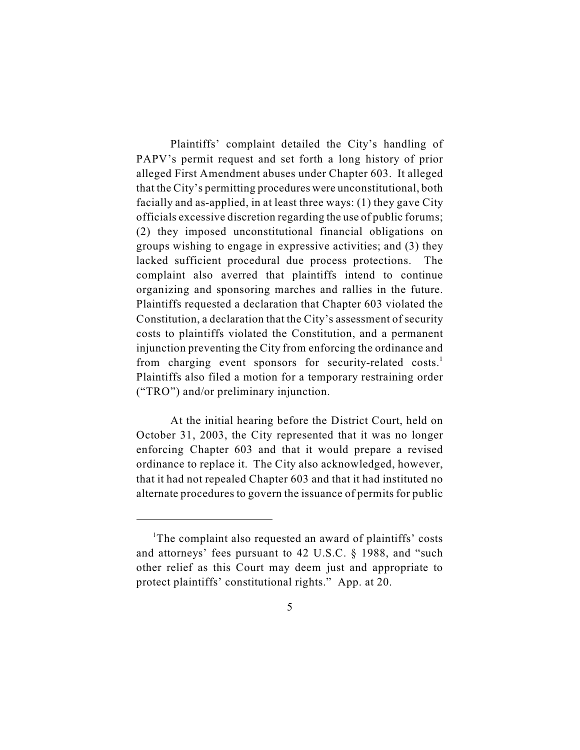Plaintiffs' complaint detailed the City's handling of PAPV's permit request and set forth a long history of prior alleged First Amendment abuses under Chapter 603. It alleged that the City's permitting procedures were unconstitutional, both facially and as-applied, in at least three ways: (1) they gave City officials excessive discretion regarding the use of public forums; (2) they imposed unconstitutional financial obligations on groups wishing to engage in expressive activities; and (3) they lacked sufficient procedural due process protections. The complaint also averred that plaintiffs intend to continue organizing and sponsoring marches and rallies in the future. Plaintiffs requested a declaration that Chapter 603 violated the Constitution, a declaration that the City's assessment of security costs to plaintiffs violated the Constitution, and a permanent injunction preventing the City from enforcing the ordinance and from charging event sponsors for security-related costs.[1] Plaintiffs also filed a motion for a temporary restraining order ("TRO") and/or preliminary injunction.

At the initial hearing before the District Court, held on October 31, 2003, the City represented that it was no longer enforcing Chapter 603 and that it would prepare a revised ordinance to replace it. The City also acknowledged, however, that it had not repealed Chapter 603 and that it had instituted no alternate procedures to govern the issuance of permits for public

---

[1]The complaint also requested an award of plaintiffs' costs and attorneys' fees pursuant to 42 U.S.C. § 1988, and "such other relief as this Court may deem just and appropriate to protect plaintiffs' constitutional rights." App. at 20.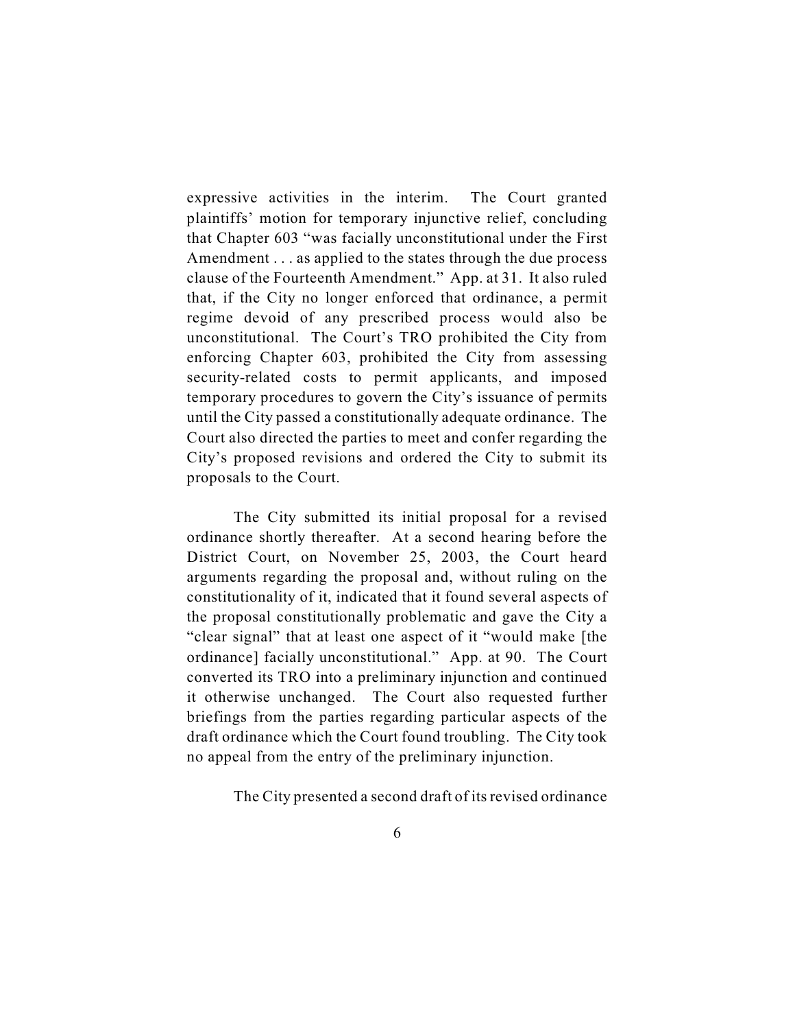expressive activities in the interim. The Court granted plaintiffs' motion for temporary injunctive relief, concluding that Chapter 603 "was facially unconstitutional under the First Amendment . . . as applied to the states through the due process clause of the Fourteenth Amendment." App. at 31. It also ruled that, if the City no longer enforced that ordinance, a permit regime devoid of any prescribed process would also be unconstitutional. The Court's TRO prohibited the City from enforcing Chapter 603, prohibited the City from assessing security-related costs to permit applicants, and imposed temporary procedures to govern the City's issuance of permits until the City passed a constitutionally adequate ordinance. The Court also directed the parties to meet and confer regarding the City's proposed revisions and ordered the City to submit its proposals to the Court.

The City submitted its initial proposal for a revised ordinance shortly thereafter. At a second hearing before the District Court, on November 25, 2003, the Court heard arguments regarding the proposal and, without ruling on the constitutionality of it, indicated that it found several aspects of the proposal constitutionally problematic and gave the City a "clear signal" that at least one aspect of it "would make [the ordinance] facially unconstitutional." App. at 90. The Court converted its TRO into a preliminary injunction and continued it otherwise unchanged. The Court also requested further briefings from the parties regarding particular aspects of the draft ordinance which the Court found troubling. The City took no appeal from the entry of the preliminary injunction.

The City presented a second draft of its revised ordinance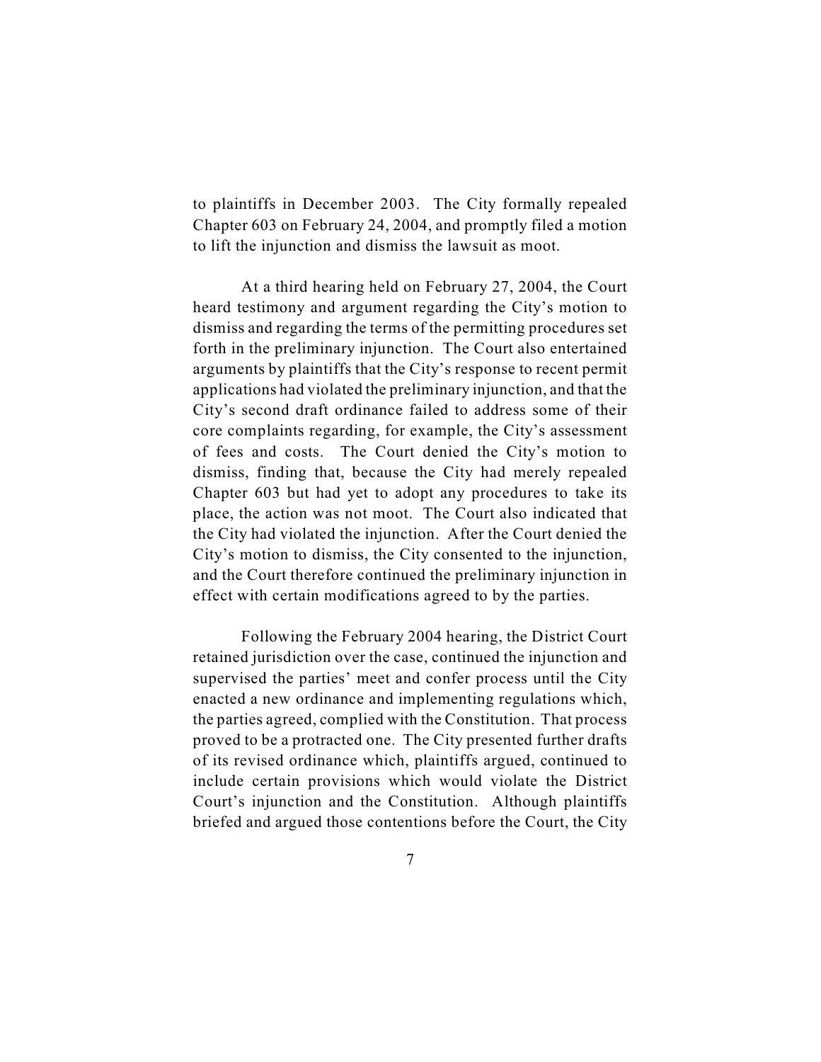to plaintiffs in December 2003. The City formally repealed Chapter 603 on February 24, 2004, and promptly filed a motion to lift the injunction and dismiss the lawsuit as moot.

At a third hearing held on February 27, 2004, the Court heard testimony and argument regarding the City's motion to dismiss and regarding the terms of the permitting procedures set forth in the preliminary injunction. The Court also entertained arguments by plaintiffs that the City's response to recent permit applications had violated the preliminary injunction, and that the City's second draft ordinance failed to address some of their core complaints regarding, for example, the City's assessment of fees and costs. The Court denied the City's motion to dismiss, finding that, because the City had merely repealed Chapter 603 but had yet to adopt any procedures to take its place, the action was not moot. The Court also indicated that the City had violated the injunction. After the Court denied the City's motion to dismiss, the City consented to the injunction, and the Court therefore continued the preliminary injunction in effect with certain modifications agreed to by the parties.

Following the February 2004 hearing, the District Court retained jurisdiction over the case, continued the injunction and supervised the parties' meet and confer process until the City enacted a new ordinance and implementing regulations which, the parties agreed, complied with the Constitution. That process proved to be a protracted one. The City presented further drafts of its revised ordinance which, plaintiffs argued, continued to include certain provisions which would violate the District Court's injunction and the Constitution. Although plaintiffs briefed and argued those contentions before the Court, the City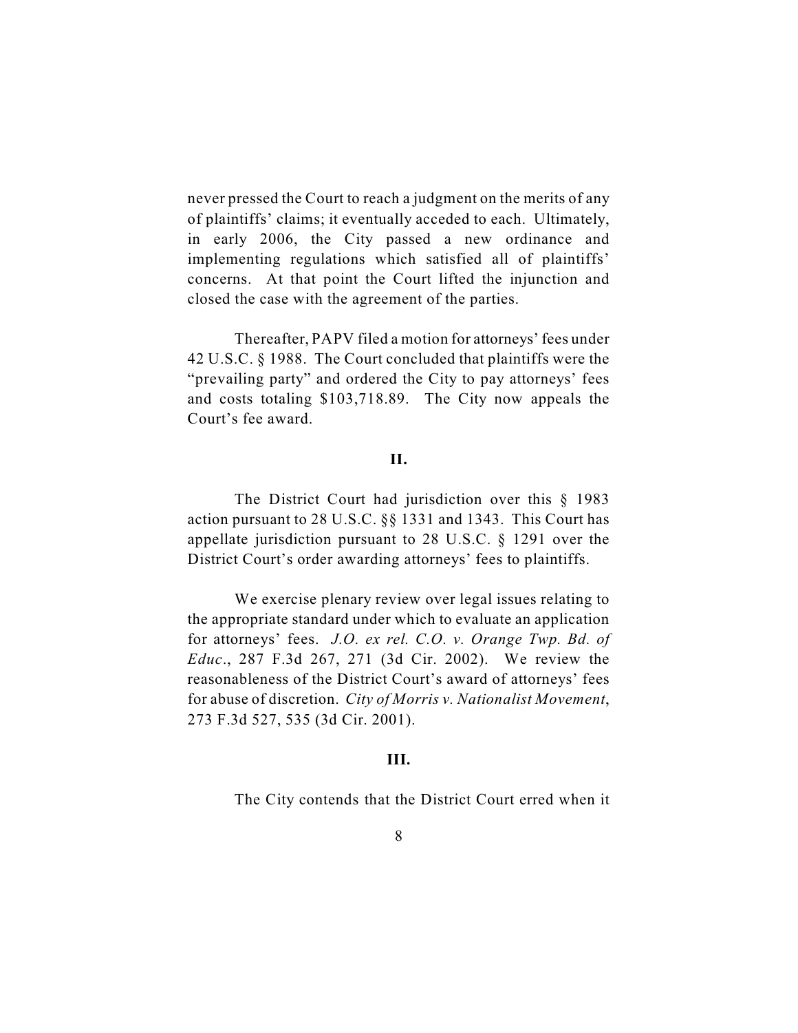never pressed the Court to reach a judgment on the merits of any of plaintiffs' claims; it eventually acceded to each. Ultimately, in early 2006, the City passed a new ordinance and implementing regulations which satisfied all of plaintiffs' concerns. At that point the Court lifted the injunction and closed the case with the agreement of the parties.

Thereafter, PAPV filed a motion for attorneys' fees under 42 U.S.C. § 1988. The Court concluded that plaintiffs were the "prevailing party" and ordered the City to pay attorneys' fees and costs totaling $103,718.89. The City now appeals the Court's fee award.

## II.

The District Court had jurisdiction over this § 1983 action pursuant to 28 U.S.C. §§ 1331 and 1343. This Court has appellate jurisdiction pursuant to 28 U.S.C. § 1291 over the District Court's order awarding attorneys' fees to plaintiffs.

We exercise plenary review over legal issues relating to the appropriate standard under which to evaluate an application for attorneys' fees. *J.O. ex rel. C.O. v. Orange Twp. Bd. of Educ*., 287 F.3d 267, 271 (3d Cir. 2002). We review the reasonableness of the District Court's award of attorneys' fees for abuse of discretion. *City of Morris v. Nationalist Movement*, 273 F.3d 527, 535 (3d Cir. 2001).

## III.

The City contends that the District Court erred when it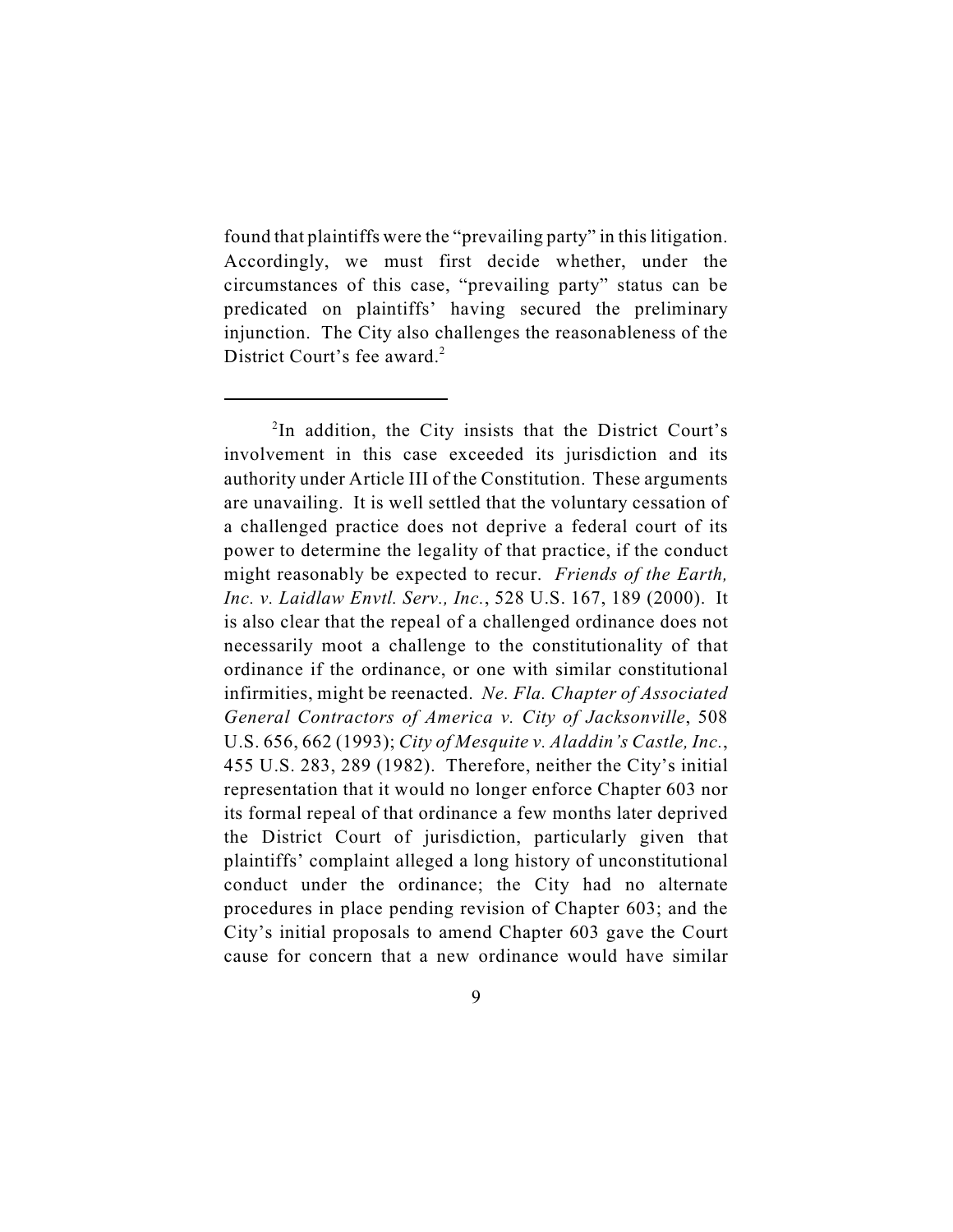found that plaintiffs were the "prevailing party" in this litigation. Accordingly, we must first decide whether, under the circumstances of this case, "prevailing party" status can be predicated on plaintiffs' having secured the preliminary injunction. The City also challenges the reasonableness of the District Court's fee award.[2]

---

[2]In addition, the City insists that the District Court's involvement in this case exceeded its jurisdiction and its authority under Article III of the Constitution. These arguments are unavailing. It is well settled that the voluntary cessation of a challenged practice does not deprive a federal court of its power to determine the legality of that practice, if the conduct might reasonably be expected to recur. *Friends of the Earth, Inc. v. Laidlaw Envtl. Serv., Inc.*, 528 U.S. 167, 189 (2000). It is also clear that the repeal of a challenged ordinance does not necessarily moot a challenge to the constitutionality of that ordinance if the ordinance, or one with similar constitutional infirmities, might be reenacted. *Ne. Fla. Chapter of Associated General Contractors of America v. City of Jacksonville*, 508 U.S. 656, 662 (1993); *City of Mesquite v. Aladdin's Castle, Inc.*, 455 U.S. 283, 289 (1982). Therefore, neither the City's initial representation that it would no longer enforce Chapter 603 nor its formal repeal of that ordinance a few months later deprived the District Court of jurisdiction, particularly given that plaintiffs' complaint alleged a long history of unconstitutional conduct under the ordinance; the City had no alternate procedures in place pending revision of Chapter 603; and the City's initial proposals to amend Chapter 603 gave the Court cause for concern that a new ordinance would have similar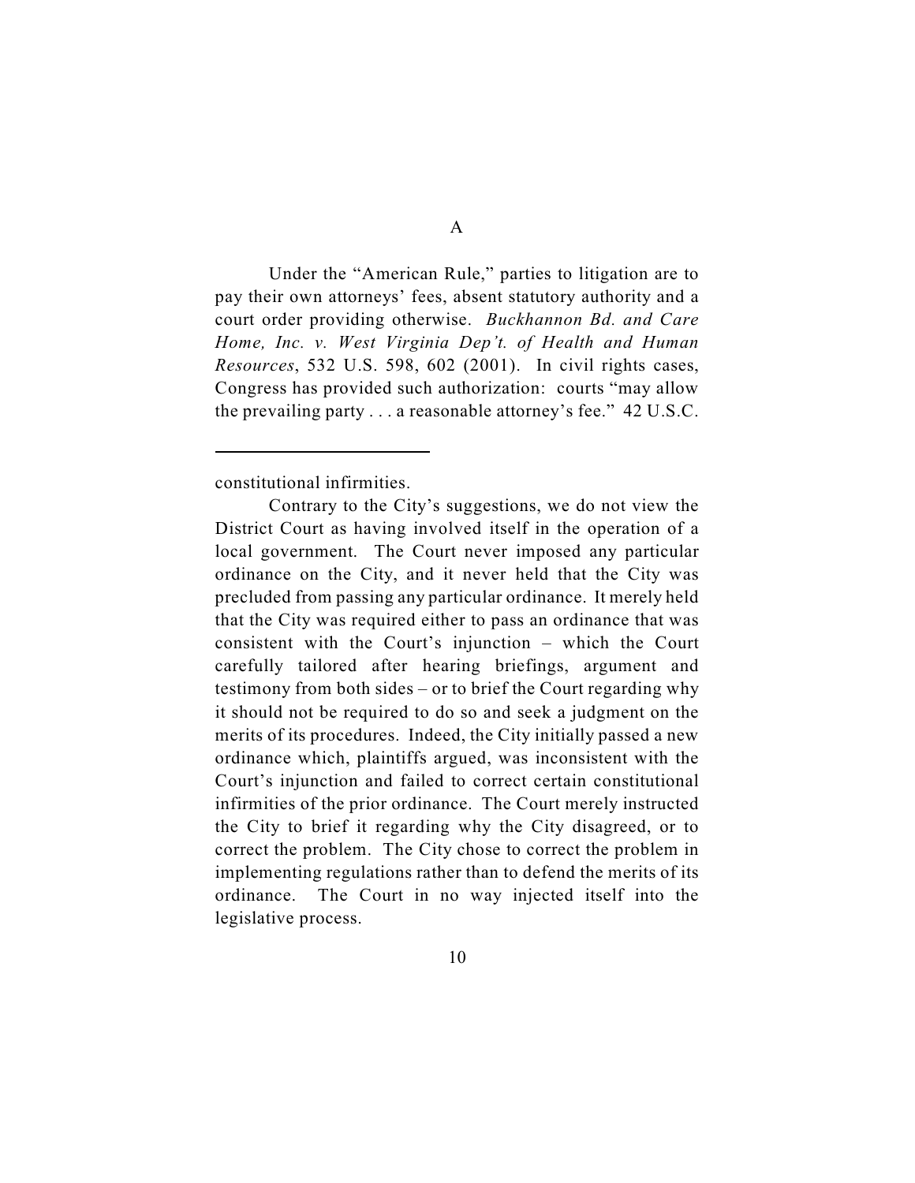## A

Under the "American Rule," parties to litigation are to pay their own attorneys' fees, absent statutory authority and a court order providing otherwise. *Buckhannon Bd. and Care Home, Inc. v. West Virginia Dep't. of Health and Human Resources*, 532 U.S. 598, 602 (2001). In civil rights cases, Congress has provided such authorization: courts "may allow the prevailing party . . . a reasonable attorney's fee." 42 U.S.C.

---

constitutional infirmities.

Contrary to the City's suggestions, we do not view the District Court as having involved itself in the operation of a local government. The Court never imposed any particular ordinance on the City, and it never held that the City was precluded from passing any particular ordinance. It merely held that the City was required either to pass an ordinance that was consistent with the Court's injunction – which the Court carefully tailored after hearing briefings, argument and testimony from both sides – or to brief the Court regarding why it should not be required to do so and seek a judgment on the merits of its procedures. Indeed, the City initially passed a new ordinance which, plaintiffs argued, was inconsistent with the Court's injunction and failed to correct certain constitutional infirmities of the prior ordinance. The Court merely instructed the City to brief it regarding why the City disagreed, or to correct the problem. The City chose to correct the problem in implementing regulations rather than to defend the merits of its ordinance. The Court in no way injected itself into the legislative process.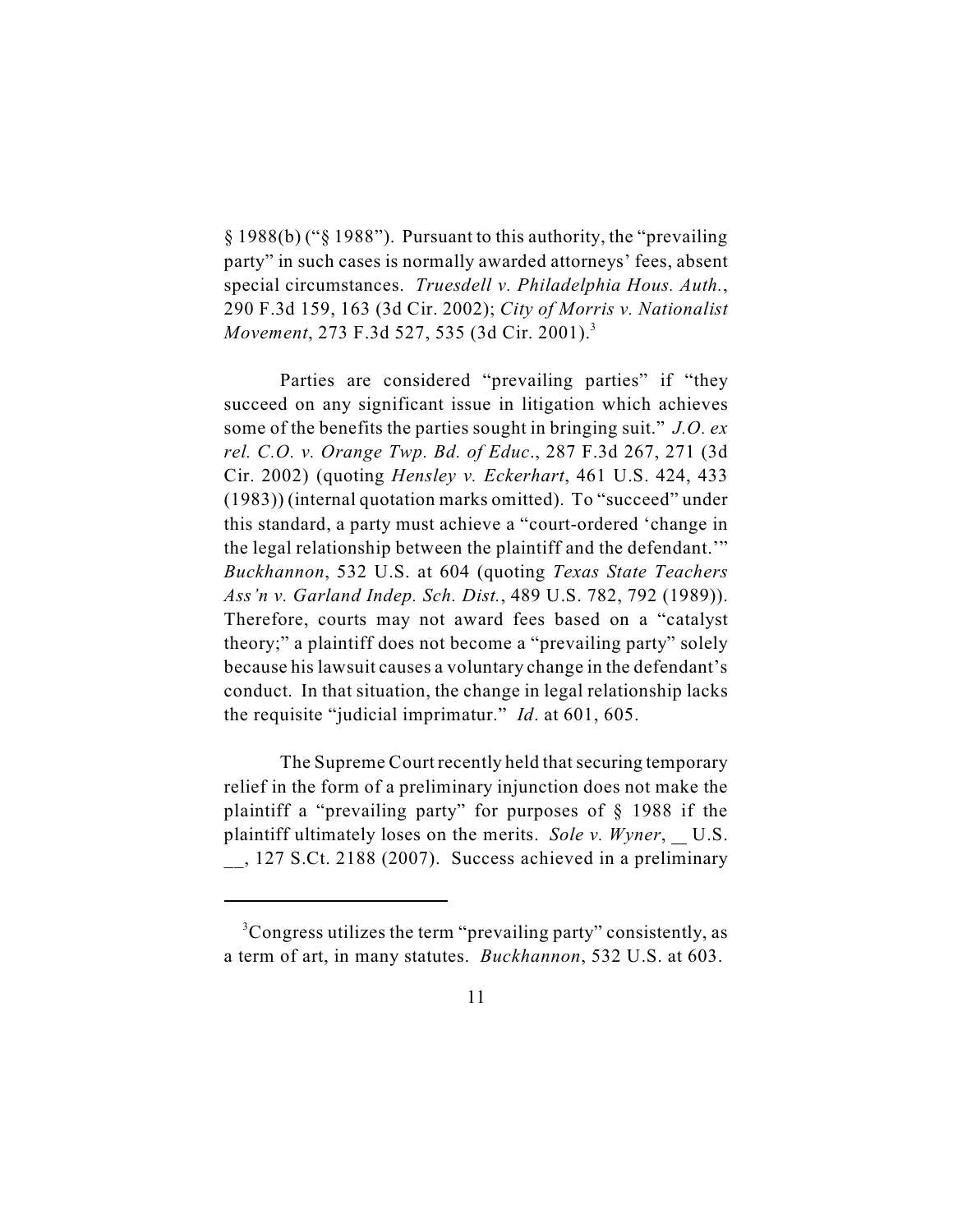§ 1988(b) ("§ 1988"). Pursuant to this authority, the "prevailing party" in such cases is normally awarded attorneys' fees, absent special circumstances. *Truesdell v. Philadelphia Hous. Auth.*, 290 F.3d 159, 163 (3d Cir. 2002); *City of Morris v. Nationalist Movement*, 273 F.3d 527, 535 (3d Cir. 2001).[3]

Parties are considered "prevailing parties" if "they succeed on any significant issue in litigation which achieves some of the benefits the parties sought in bringing suit." *J.O. ex rel. C.O. v. Orange Twp. Bd. of Educ.*, 287 F.3d 267, 271 (3d Cir. 2002) (quoting *Hensley v. Eckerhart*, 461 U.S. 424, 433 (1983)) (internal quotation marks omitted). To "succeed" under this standard, a party must achieve a "court-ordered 'change in the legal relationship between the plaintiff and the defendant.'" *Buckhannon*, 532 U.S. at 604 (quoting *Texas State Teachers Ass'n v. Garland Indep. Sch. Dist.*, 489 U.S. 782, 792 (1989)). Therefore, courts may not award fees based on a "catalyst theory;" a plaintiff does not become a "prevailing party" solely because his lawsuit causes a voluntary change in the defendant's conduct. In that situation, the change in legal relationship lacks the requisite "judicial imprimatur." *Id*. at 601, 605.

The Supreme Court recently held that securing temporary relief in the form of a preliminary injunction does not make the plaintiff a "prevailing party" for purposes of § 1988 if the plaintiff ultimately loses on the merits. *Sole v. Wyner*, __ U.S. __, 127 S.Ct. 2188 (2007). Success achieved in a preliminary

---

[3] Congress utilizes the term "prevailing party" consistently, as a term of art, in many statutes. *Buckhannon*, 532 U.S. at 603.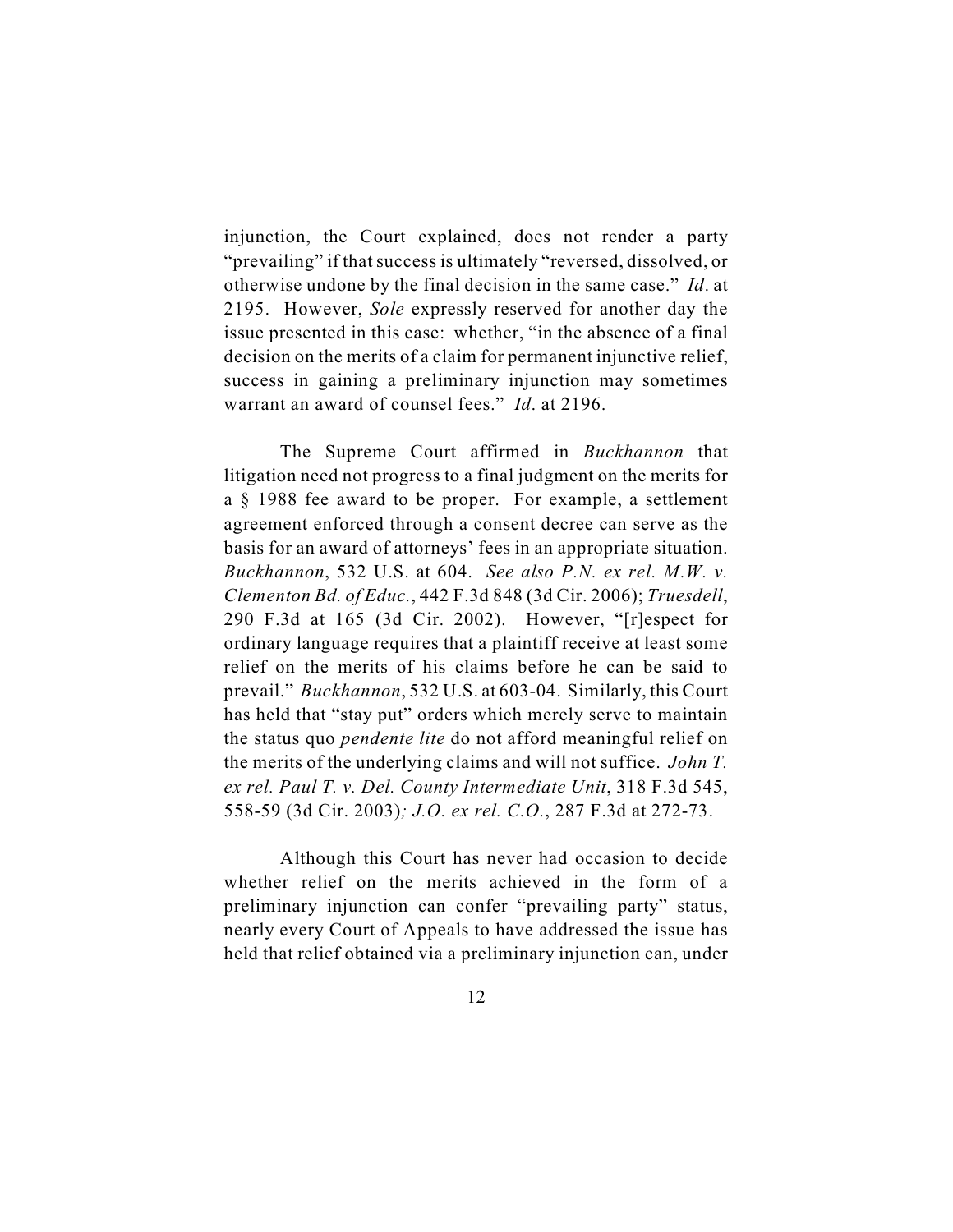injunction, the Court explained, does not render a party "prevailing" if that success is ultimately "reversed, dissolved, or otherwise undone by the final decision in the same case." *Id*. at 2195. However, *Sole* expressly reserved for another day the issue presented in this case: whether, "in the absence of a final decision on the merits of a claim for permanent injunctive relief, success in gaining a preliminary injunction may sometimes warrant an award of counsel fees." *Id*. at 2196.

The Supreme Court affirmed in *Buckhannon* that litigation need not progress to a final judgment on the merits for a § 1988 fee award to be proper. For example, a settlement agreement enforced through a consent decree can serve as the basis for an award of attorneys' fees in an appropriate situation. *Buckhannon*, 532 U.S. at 604. *See also P.N. ex rel. M.W. v. Clementon Bd. of Educ.*, 442 F.3d 848 (3d Cir. 2006); *Truesdell*, 290 F.3d at 165 (3d Cir. 2002). However, "[r]espect for ordinary language requires that a plaintiff receive at least some relief on the merits of his claims before he can be said to prevail." *Buckhannon*, 532 U.S. at 603-04. Similarly, this Court has held that "stay put" orders which merely serve to maintain the status quo *pendente lite* do not afford meaningful relief on the merits of the underlying claims and will not suffice. *John T. ex rel. Paul T. v. Del. County Intermediate Unit*, 318 F.3d 545, 558-59 (3d Cir. 2003)*; J.O. ex rel. C.O.*, 287 F.3d at 272-73.

Although this Court has never had occasion to decide whether relief on the merits achieved in the form of a preliminary injunction can confer "prevailing party" status, nearly every Court of Appeals to have addressed the issue has held that relief obtained via a preliminary injunction can, under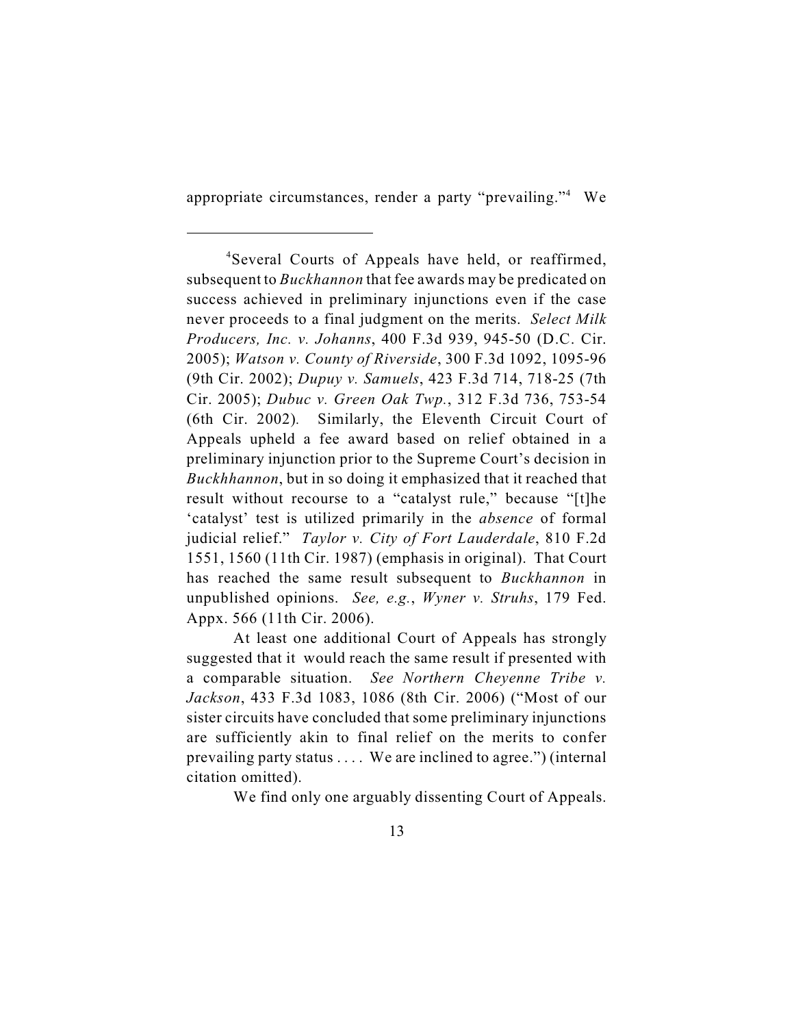appropriate circumstances, render a party "prevailing."[4] We

---

[4]Several Courts of Appeals have held, or reaffirmed, subsequent to *Buckhannon* that fee awards may be predicated on success achieved in preliminary injunctions even if the case never proceeds to a final judgment on the merits. *Select Milk Producers, Inc. v. Johanns*, 400 F.3d 939, 945-50 (D.C. Cir. 2005); *Watson v. County of Riverside*, 300 F.3d 1092, 1095-96 (9th Cir. 2002); *Dupuy v. Samuels*, 423 F.3d 714, 718-25 (7th Cir. 2005); *Dubuc v. Green Oak Twp.*, 312 F.3d 736, 753-54 (6th Cir. 2002). Similarly, the Eleventh Circuit Court of Appeals upheld a fee award based on relief obtained in a preliminary injunction prior to the Supreme Court's decision in *Buckhhannon*, but in so doing it emphasized that it reached that result without recourse to a "catalyst rule," because "[t]he 'catalyst' test is utilized primarily in the *absence* of formal judicial relief." *Taylor v. City of Fort Lauderdale*, 810 F.2d 1551, 1560 (11th Cir. 1987) (emphasis in original). That Court has reached the same result subsequent to *Buckhannon* in unpublished opinions. *See, e.g.*, *Wyner v. Struhs*, 179 Fed. Appx. 566 (11th Cir. 2006).

At least one additional Court of Appeals has strongly suggested that it would reach the same result if presented with a comparable situation. *See Northern Cheyenne Tribe v. Jackson*, 433 F.3d 1083, 1086 (8th Cir. 2006) ("Most of our sister circuits have concluded that some preliminary injunctions are sufficiently akin to final relief on the merits to confer prevailing party status . . . . We are inclined to agree.") (internal citation omitted).

We find only one arguably dissenting Court of Appeals.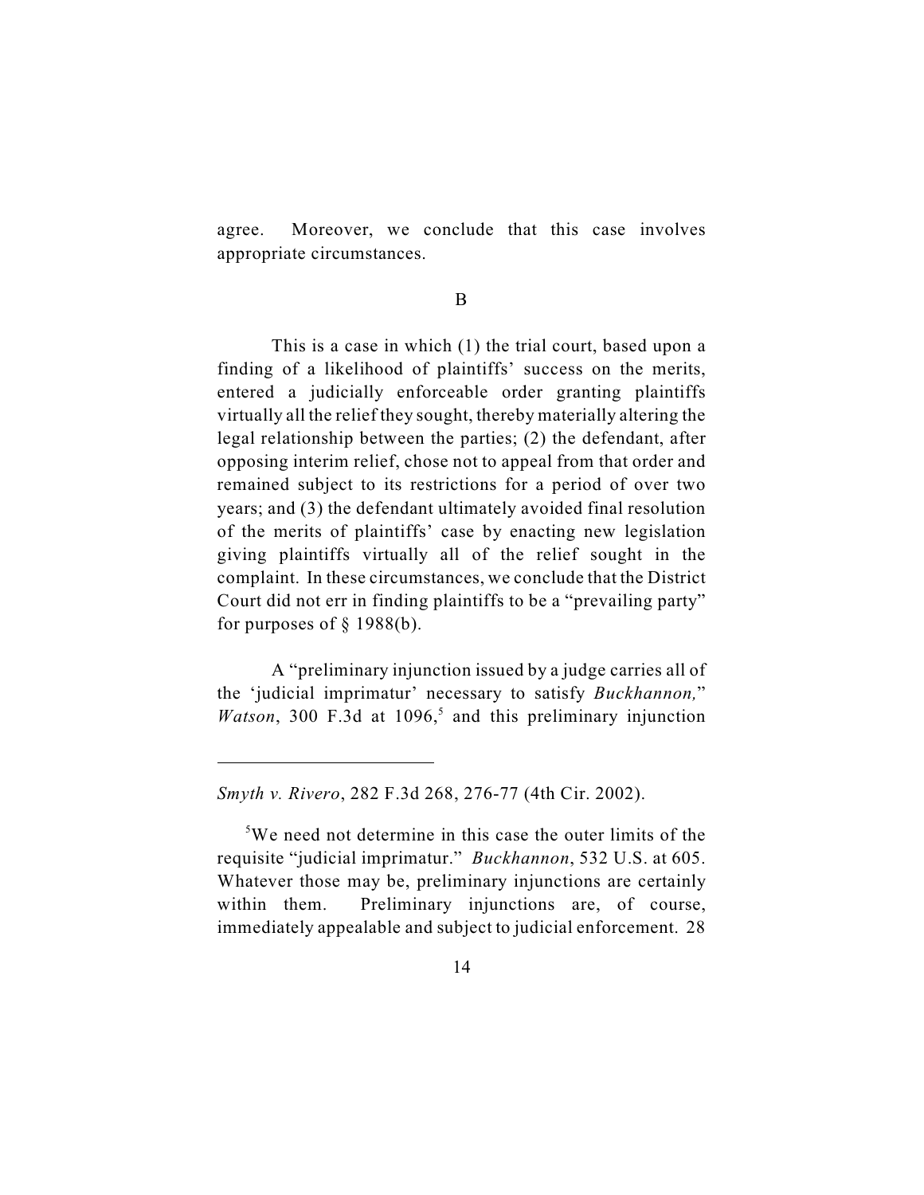agree. Moreover, we conclude that this case involves appropriate circumstances.

B

This is a case in which (1) the trial court, based upon a finding of a likelihood of plaintiffs' success on the merits, entered a judicially enforceable order granting plaintiffs virtually all the relief they sought, thereby materially altering the legal relationship between the parties; (2) the defendant, after opposing interim relief, chose not to appeal from that order and remained subject to its restrictions for a period of over two years; and (3) the defendant ultimately avoided final resolution of the merits of plaintiffs' case by enacting new legislation giving plaintiffs virtually all of the relief sought in the complaint. In these circumstances, we conclude that the District Court did not err in finding plaintiffs to be a "prevailing party" for purposes of § 1988(b).

A "preliminary injunction issued by a judge carries all of the 'judicial imprimatur' necessary to satisfy *Buckhannon,*" *Watson*, 300 F.3d at 1096,[5] and this preliminary injunction

---

*Smyth v. Rivero*, 282 F.3d 268, 276-77 (4th Cir. 2002).

[5]We need not determine in this case the outer limits of the requisite "judicial imprimatur." *Buckhannon*, 532 U.S. at 605. Whatever those may be, preliminary injunctions are certainly within them. Preliminary injunctions are, of course, immediately appealable and subject to judicial enforcement. 28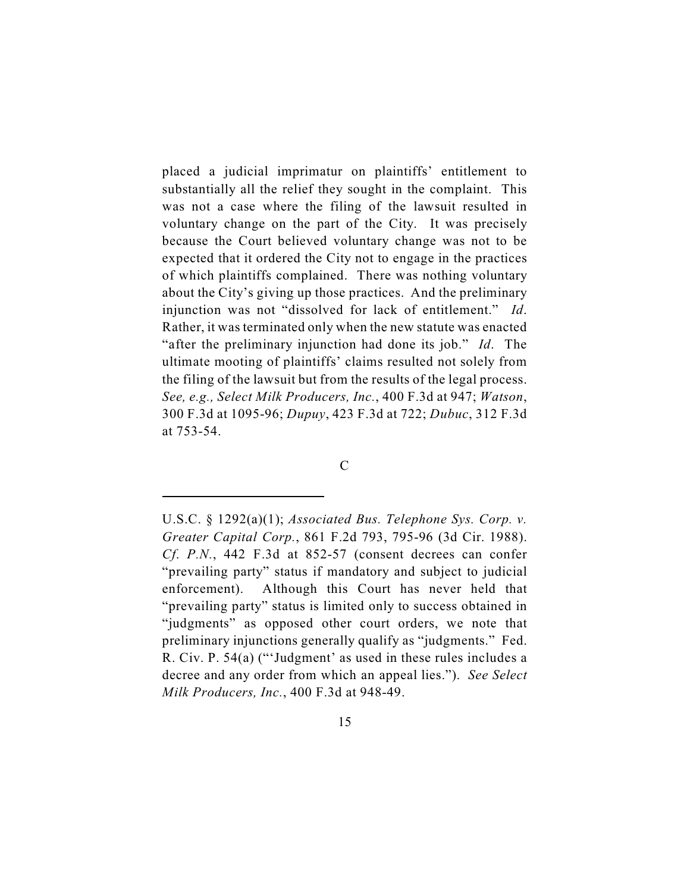placed a judicial imprimatur on plaintiffs' entitlement to substantially all the relief they sought in the complaint. This was not a case where the filing of the lawsuit resulted in voluntary change on the part of the City. It was precisely because the Court believed voluntary change was not to be expected that it ordered the City not to engage in the practices of which plaintiffs complained. There was nothing voluntary about the City's giving up those practices. And the preliminary injunction was not "dissolved for lack of entitlement." *Id*. Rather, it was terminated only when the new statute was enacted "after the preliminary injunction had done its job." *Id*. The ultimate mooting of plaintiffs' claims resulted not solely from the filing of the lawsuit but from the results of the legal process. *See, e.g., Select Milk Producers, Inc.*, 400 F.3d at 947; *Watson*, 300 F.3d at 1095-96; *Dupuy*, 423 F.3d at 722; *Dubuc*, 312 F.3d at 753-54.

C

---

U.S.C. § 1292(a)(1); *Associated Bus. Telephone Sys. Corp. v. Greater Capital Corp.*, 861 F.2d 793, 795-96 (3d Cir. 1988). *Cf. P.N.*, 442 F.3d at 852-57 (consent decrees can confer "prevailing party" status if mandatory and subject to judicial enforcement). Although this Court has never held that "prevailing party" status is limited only to success obtained in "judgments" as opposed other court orders, we note that preliminary injunctions generally qualify as "judgments." Fed. R. Civ. P. 54(a) ("'Judgment' as used in these rules includes a decree and any order from which an appeal lies."). *See Select Milk Producers, Inc.*, 400 F.3d at 948-49.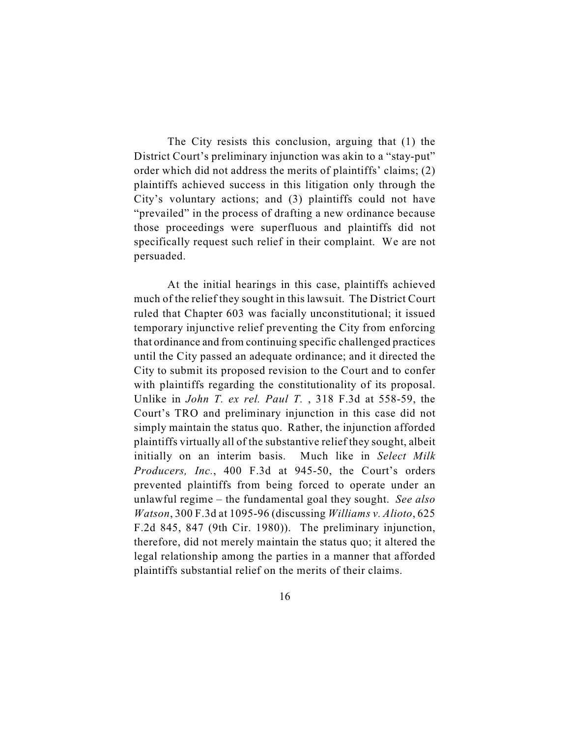The City resists this conclusion, arguing that (1) the District Court's preliminary injunction was akin to a "stay-put" order which did not address the merits of plaintiffs' claims; (2) plaintiffs achieved success in this litigation only through the City's voluntary actions; and (3) plaintiffs could not have "prevailed" in the process of drafting a new ordinance because those proceedings were superfluous and plaintiffs did not specifically request such relief in their complaint. We are not persuaded.

At the initial hearings in this case, plaintiffs achieved much of the relief they sought in this lawsuit. The District Court ruled that Chapter 603 was facially unconstitutional; it issued temporary injunctive relief preventing the City from enforcing that ordinance and from continuing specific challenged practices until the City passed an adequate ordinance; and it directed the City to submit its proposed revision to the Court and to confer with plaintiffs regarding the constitutionality of its proposal. Unlike in *John T. ex rel. Paul T.* , 318 F.3d at 558-59, the Court's TRO and preliminary injunction in this case did not simply maintain the status quo. Rather, the injunction afforded plaintiffs virtually all of the substantive relief they sought, albeit initially on an interim basis. Much like in *Select Milk Producers, Inc.*, 400 F.3d at 945-50, the Court's orders prevented plaintiffs from being forced to operate under an unlawful regime – the fundamental goal they sought. *See also Watson*, 300 F.3d at 1095-96 (discussing *Williams v. Alioto*, 625 F.2d 845, 847 (9th Cir. 1980)). The preliminary injunction, therefore, did not merely maintain the status quo; it altered the legal relationship among the parties in a manner that afforded plaintiffs substantial relief on the merits of their claims.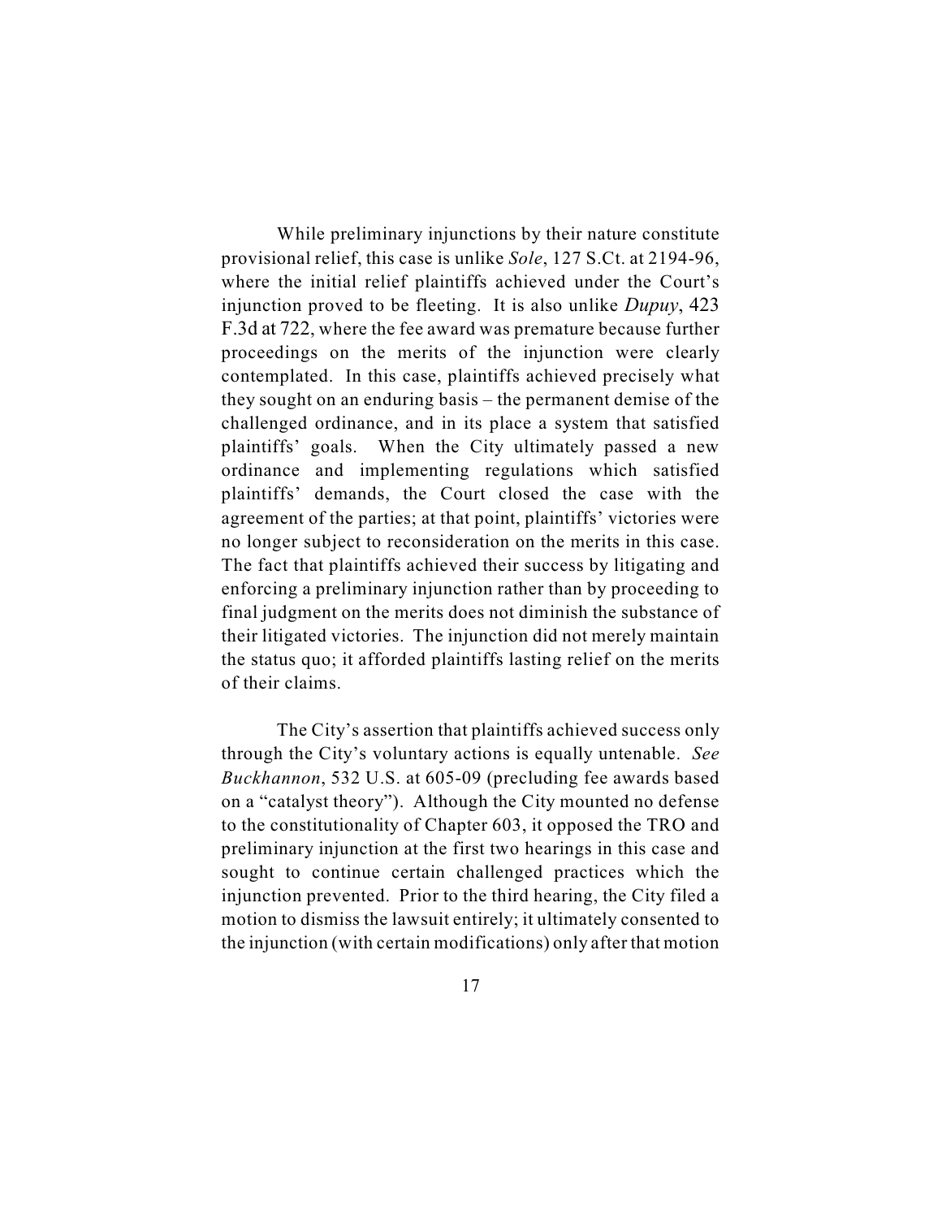While preliminary injunctions by their nature constitute provisional relief, this case is unlike *Sole*, 127 S.Ct. at 2194-96, where the initial relief plaintiffs achieved under the Court's injunction proved to be fleeting. It is also unlike *Dupuy*, 423 F.3d at 722, where the fee award was premature because further proceedings on the merits of the injunction were clearly contemplated. In this case, plaintiffs achieved precisely what they sought on an enduring basis – the permanent demise of the challenged ordinance, and in its place a system that satisfied plaintiffs' goals. When the City ultimately passed a new ordinance and implementing regulations which satisfied plaintiffs' demands, the Court closed the case with the agreement of the parties; at that point, plaintiffs' victories were no longer subject to reconsideration on the merits in this case. The fact that plaintiffs achieved their success by litigating and enforcing a preliminary injunction rather than by proceeding to final judgment on the merits does not diminish the substance of their litigated victories. The injunction did not merely maintain the status quo; it afforded plaintiffs lasting relief on the merits of their claims.

The City's assertion that plaintiffs achieved success only through the City's voluntary actions is equally untenable. *See Buckhannon*, 532 U.S. at 605-09 (precluding fee awards based on a "catalyst theory"). Although the City mounted no defense to the constitutionality of Chapter 603, it opposed the TRO and preliminary injunction at the first two hearings in this case and sought to continue certain challenged practices which the injunction prevented. Prior to the third hearing, the City filed a motion to dismiss the lawsuit entirely; it ultimately consented to the injunction (with certain modifications) only after that motion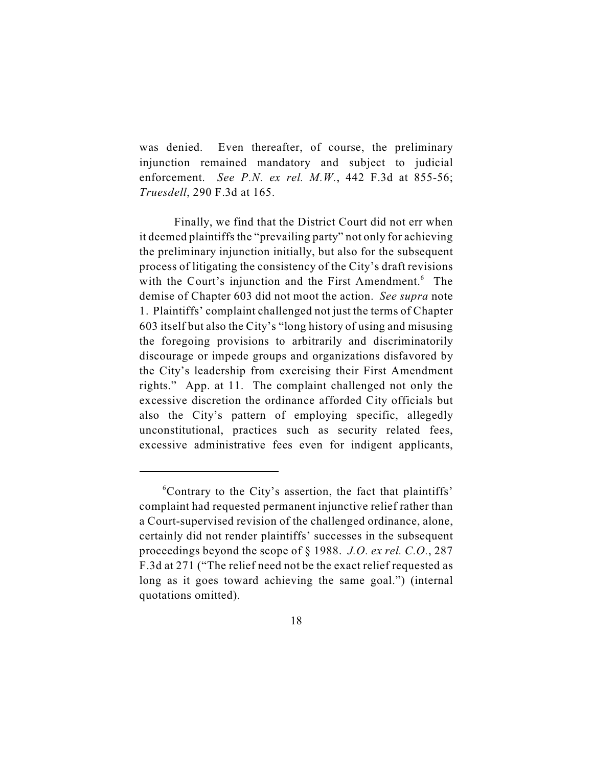was denied. Even thereafter, of course, the preliminary injunction remained mandatory and subject to judicial enforcement. *See P.N. ex rel. M.W.*, 442 F.3d at 855-56; *Truesdell*, 290 F.3d at 165.

Finally, we find that the District Court did not err when it deemed plaintiffs the "prevailing party" not only for achieving the preliminary injunction initially, but also for the subsequent process of litigating the consistency of the City's draft revisions with the Court's injunction and the First Amendment.[6] The demise of Chapter 603 did not moot the action. *See supra* note 1. Plaintiffs' complaint challenged not just the terms of Chapter 603 itself but also the City's "long history of using and misusing the foregoing provisions to arbitrarily and discriminatorily discourage or impede groups and organizations disfavored by the City's leadership from exercising their First Amendment rights." App. at 11. The complaint challenged not only the excessive discretion the ordinance afforded City officials but also the City's pattern of employing specific, allegedly unconstitutional, practices such as security related fees, excessive administrative fees even for indigent applicants,

---

[6]Contrary to the City's assertion, the fact that plaintiffs' complaint had requested permanent injunctive relief rather than a Court-supervised revision of the challenged ordinance, alone, certainly did not render plaintiffs' successes in the subsequent proceedings beyond the scope of § 1988. *J.O. ex rel. C.O.*, 287 F.3d at 271 ("The relief need not be the exact relief requested as long as it goes toward achieving the same goal.") (internal quotations omitted).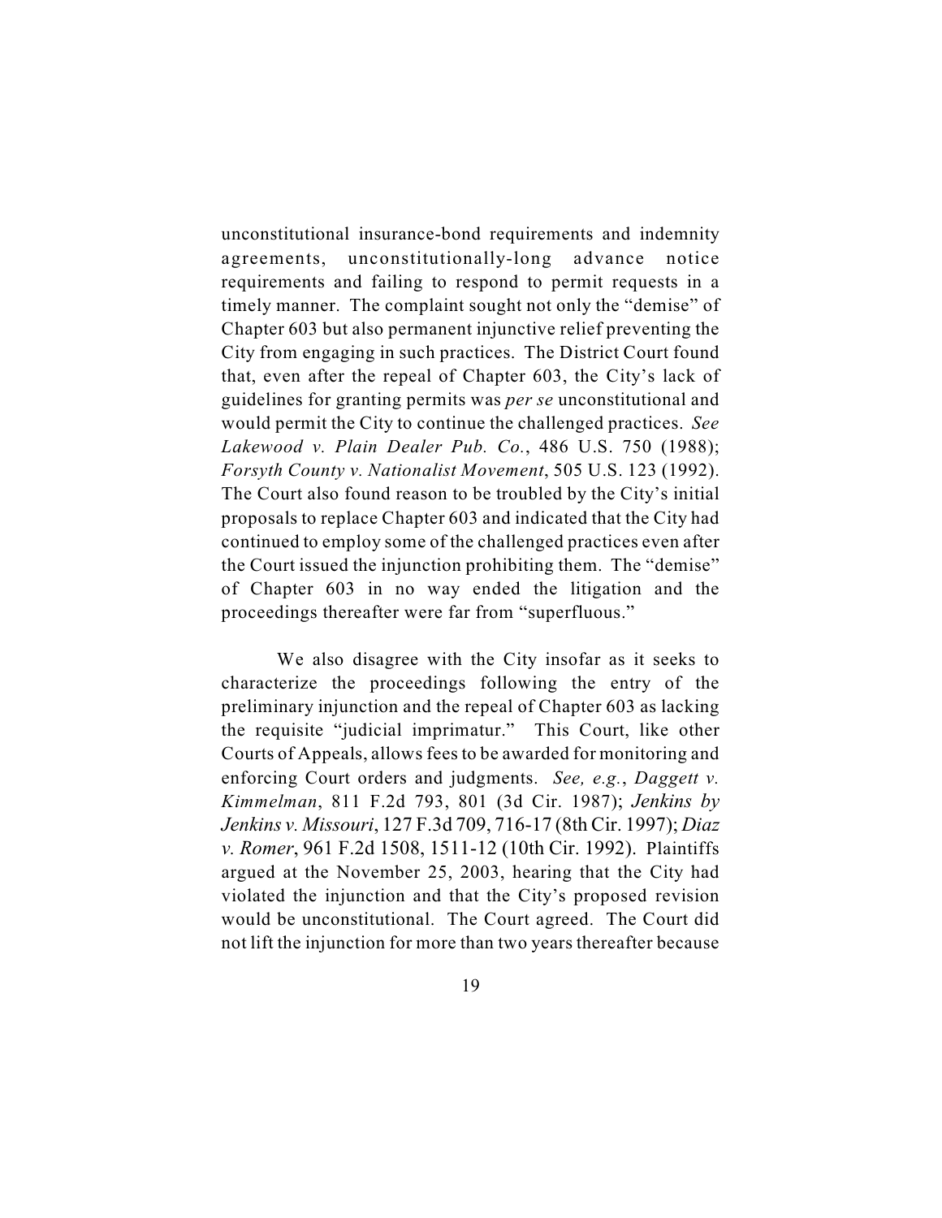unconstitutional insurance-bond requirements and indemnity agreements, unconstitutionally-long advance notice requirements and failing to respond to permit requests in a timely manner. The complaint sought not only the "demise" of Chapter 603 but also permanent injunctive relief preventing the City from engaging in such practices. The District Court found that, even after the repeal of Chapter 603, the City's lack of guidelines for granting permits was *per se* unconstitutional and would permit the City to continue the challenged practices. *See Lakewood v. Plain Dealer Pub. Co.*, 486 U.S. 750 (1988); *Forsyth County v. Nationalist Movement*, 505 U.S. 123 (1992). The Court also found reason to be troubled by the City's initial proposals to replace Chapter 603 and indicated that the City had continued to employ some of the challenged practices even after the Court issued the injunction prohibiting them. The "demise" of Chapter 603 in no way ended the litigation and the proceedings thereafter were far from "superfluous."

We also disagree with the City insofar as it seeks to characterize the proceedings following the entry of the preliminary injunction and the repeal of Chapter 603 as lacking the requisite "judicial imprimatur." This Court, like other Courts of Appeals, allows fees to be awarded for monitoring and enforcing Court orders and judgments. *See, e.g.*, *Daggett v. Kimmelman*, 811 F.2d 793, 801 (3d Cir. 1987); *Jenkins by Jenkins v. Missouri*, 127 F.3d 709, 716-17 (8th Cir. 1997); *Diaz v. Romer*, 961 F.2d 1508, 1511-12 (10th Cir. 1992). Plaintiffs argued at the November 25, 2003, hearing that the City had violated the injunction and that the City's proposed revision would be unconstitutional. The Court agreed. The Court did not lift the injunction for more than two years thereafter because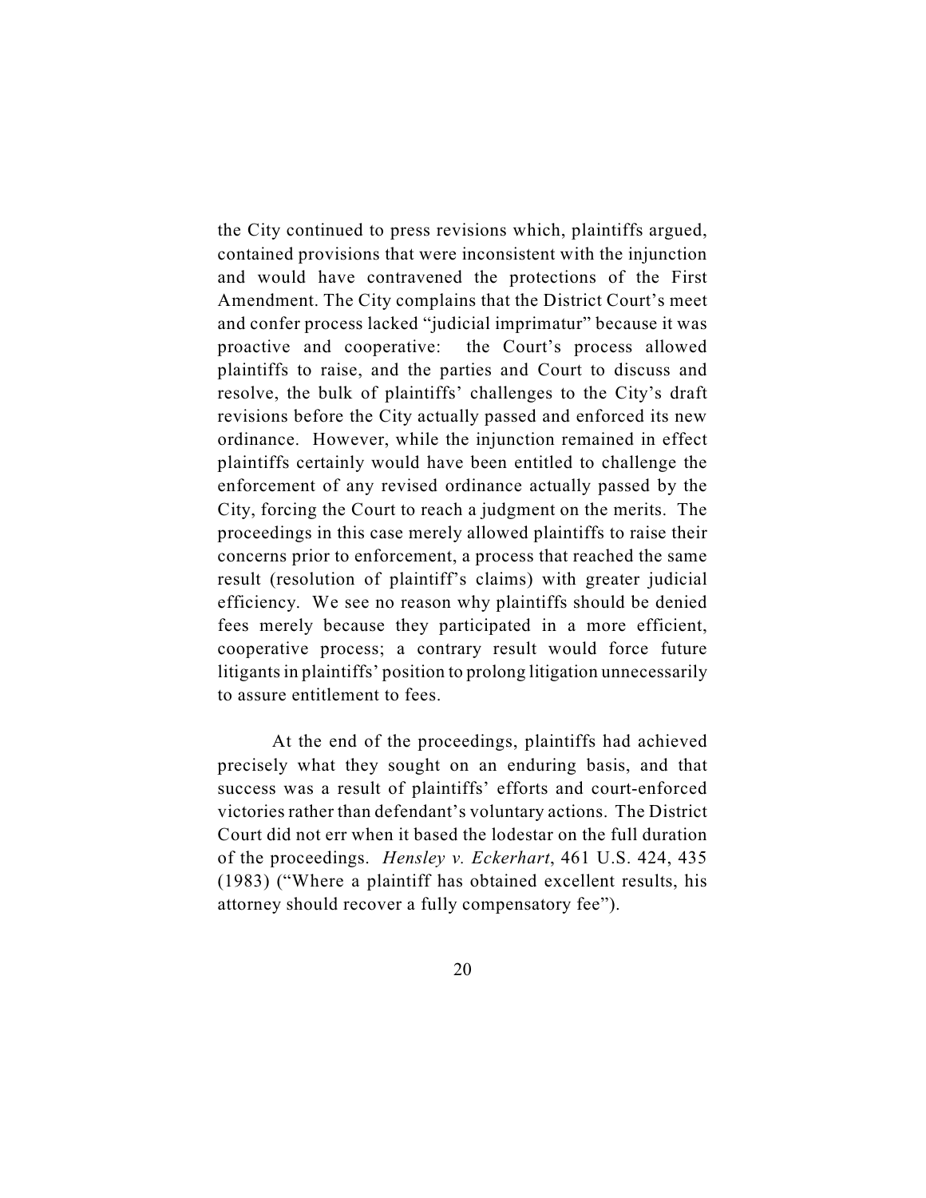the City continued to press revisions which, plaintiffs argued, contained provisions that were inconsistent with the injunction and would have contravened the protections of the First Amendment. The City complains that the District Court's meet and confer process lacked "judicial imprimatur" because it was proactive and cooperative: the Court's process allowed plaintiffs to raise, and the parties and Court to discuss and resolve, the bulk of plaintiffs' challenges to the City's draft revisions before the City actually passed and enforced its new ordinance. However, while the injunction remained in effect plaintiffs certainly would have been entitled to challenge the enforcement of any revised ordinance actually passed by the City, forcing the Court to reach a judgment on the merits. The proceedings in this case merely allowed plaintiffs to raise their concerns prior to enforcement, a process that reached the same result (resolution of plaintiff's claims) with greater judicial efficiency. We see no reason why plaintiffs should be denied fees merely because they participated in a more efficient, cooperative process; a contrary result would force future litigants in plaintiffs' position to prolong litigation unnecessarily to assure entitlement to fees.

At the end of the proceedings, plaintiffs had achieved precisely what they sought on an enduring basis, and that success was a result of plaintiffs' efforts and court-enforced victories rather than defendant's voluntary actions. The District Court did not err when it based the lodestar on the full duration of the proceedings. *Hensley v. Eckerhart*, 461 U.S. 424, 435 (1983) ("Where a plaintiff has obtained excellent results, his attorney should recover a fully compensatory fee").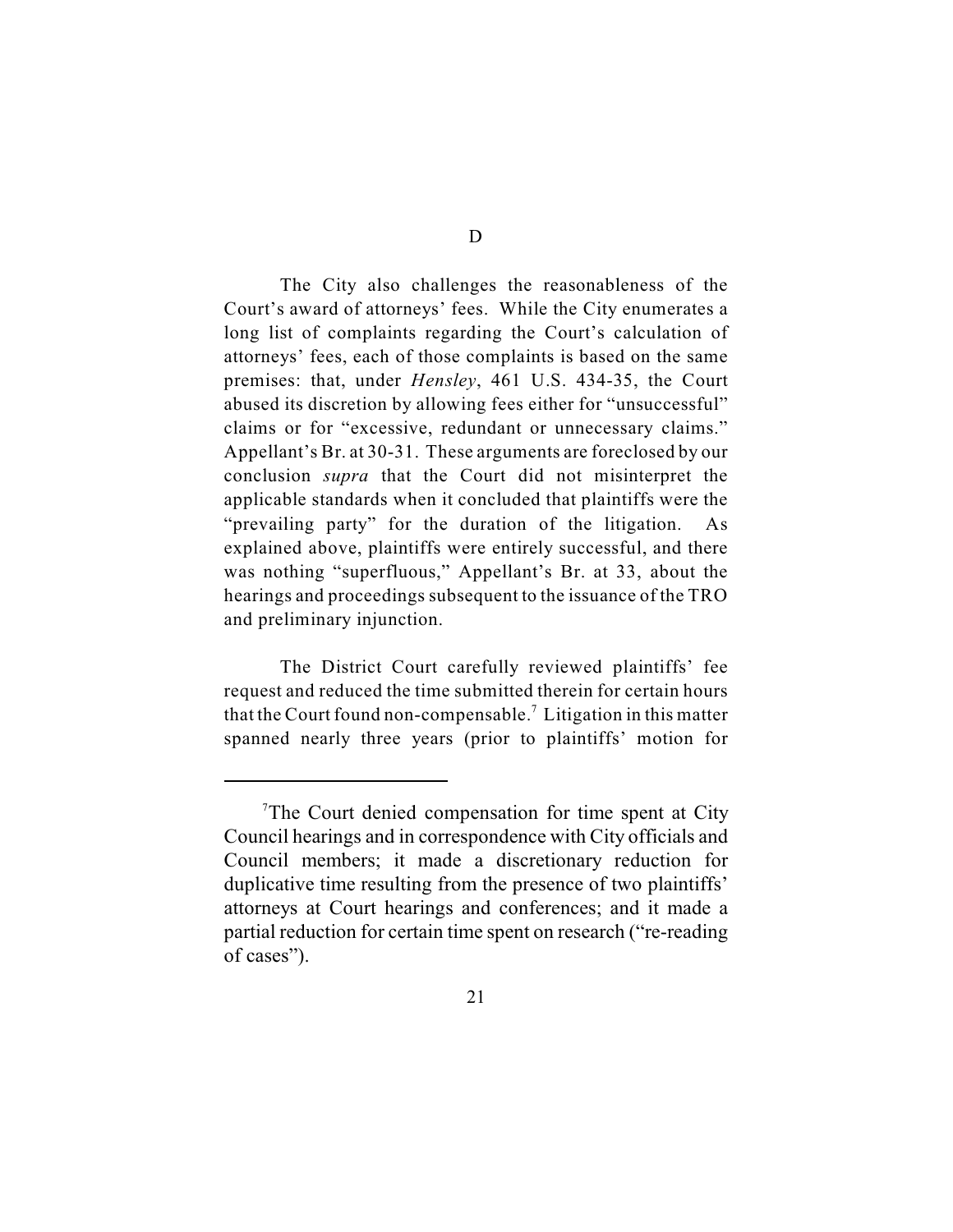### D

The City also challenges the reasonableness of the Court's award of attorneys' fees. While the City enumerates a long list of complaints regarding the Court's calculation of attorneys' fees, each of those complaints is based on the same premises: that, under *Hensley*, 461 U.S. 434-35, the Court abused its discretion by allowing fees either for "unsuccessful" claims or for "excessive, redundant or unnecessary claims." Appellant's Br. at 30-31. These arguments are foreclosed by our conclusion *supra* that the Court did not misinterpret the applicable standards when it concluded that plaintiffs were the "prevailing party" for the duration of the litigation. As explained above, plaintiffs were entirely successful, and there was nothing "superfluous," Appellant's Br. at 33, about the hearings and proceedings subsequent to the issuance of the TRO and preliminary injunction.

The District Court carefully reviewed plaintiffs' fee request and reduced the time submitted therein for certain hours that the Court found non-compensable.[7] Litigation in this matter spanned nearly three years (prior to plaintiffs' motion for

---

[7] The Court denied compensation for time spent at City Council hearings and in correspondence with City officials and Council members; it made a discretionary reduction for duplicative time resulting from the presence of two plaintiffs' attorneys at Court hearings and conferences; and it made a partial reduction for certain time spent on research ("re-reading of cases").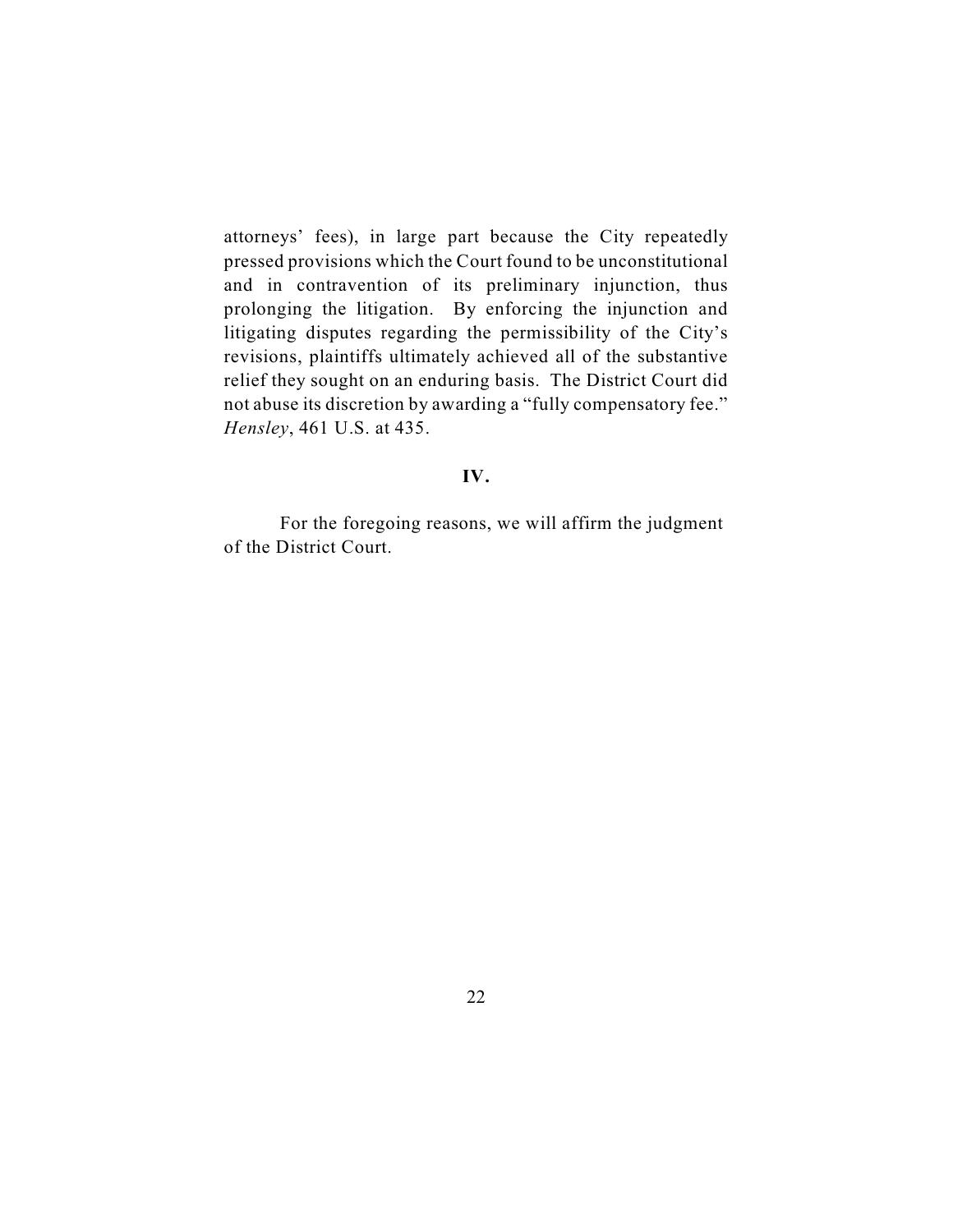attorneys' fees), in large part because the City repeatedly pressed provisions which the Court found to be unconstitutional and in contravention of its preliminary injunction, thus prolonging the litigation. By enforcing the injunction and litigating disputes regarding the permissibility of the City's revisions, plaintiffs ultimately achieved all of the substantive relief they sought on an enduring basis. The District Court did not abuse its discretion by awarding a "fully compensatory fee." *Hensley*, 461 U.S. at 435.

## IV.

For the foregoing reasons, we will affirm the judgment of the District Court.